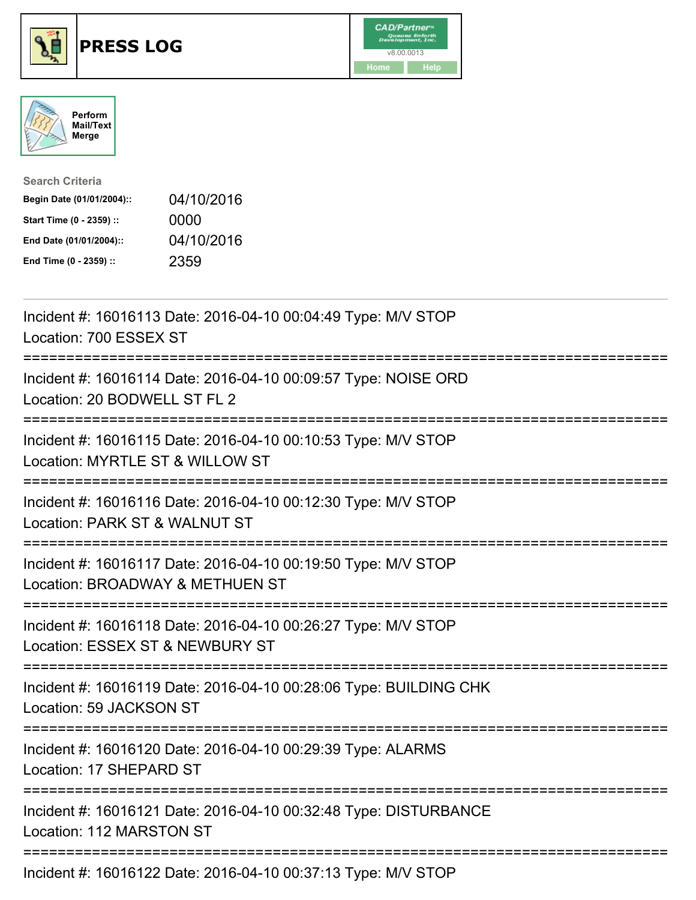# PRESS LOG

CAD/Partner v8.00.0013

Home | Help

Perform Mail/Text Merge

**Search Criteria**

| | |
|---|---|
| **Begin Date (01/01/2004)::** | 04/10/2016 |
| **Start Time (0 - 2359) ::** | 0000 |
| **End Date (01/01/2004)::** | 04/10/2016 |
| **End Time (0 - 2359) ::** | 2359 |

---

Incident #: 16016113 Date: 2016-04-10 00:04:49 Type: M/V STOP
Location: 700 ESSEX ST

===========================================================================

Incident #: 16016114 Date: 2016-04-10 00:09:57 Type: NOISE ORD
Location: 20 BODWELL ST FL 2

===========================================================================

Incident #: 16016115 Date: 2016-04-10 00:10:53 Type: M/V STOP
Location: MYRTLE ST & WILLOW ST

===========================================================================

Incident #: 16016116 Date: 2016-04-10 00:12:30 Type: M/V STOP
Location: PARK ST & WALNUT ST

===========================================================================

Incident #: 16016117 Date: 2016-04-10 00:19:50 Type: M/V STOP
Location: BROADWAY & METHUEN ST

===========================================================================

Incident #: 16016118 Date: 2016-04-10 00:26:27 Type: M/V STOP
Location: ESSEX ST & NEWBURY ST

===========================================================================

Incident #: 16016119 Date: 2016-04-10 00:28:06 Type: BUILDING CHK
Location: 59 JACKSON ST

===========================================================================

Incident #: 16016120 Date: 2016-04-10 00:29:39 Type: ALARMS
Location: 17 SHEPARD ST

===========================================================================

Incident #: 16016121 Date: 2016-04-10 00:32:48 Type: DISTURBANCE
Location: 112 MARSTON ST

===========================================================================

Incident #: 16016122 Date: 2016-04-10 00:37:13 Type: M/V STOP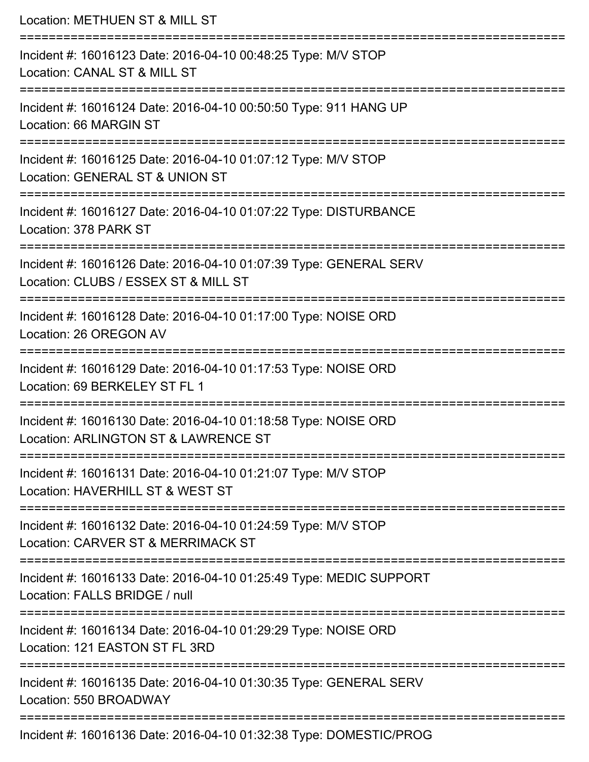Location: METHUEN ST & MILL ST

===========================================================================

Incident #: 16016123 Date: 2016-04-10 00:48:25 Type: M/V STOP
Location: CANAL ST & MILL ST

===========================================================================

Incident #: 16016124 Date: 2016-04-10 00:50:50 Type: 911 HANG UP
Location: 66 MARGIN ST

===========================================================================

Incident #: 16016125 Date: 2016-04-10 01:07:12 Type: M/V STOP
Location: GENERAL ST & UNION ST

===========================================================================

Incident #: 16016127 Date: 2016-04-10 01:07:22 Type: DISTURBANCE
Location: 378 PARK ST

===========================================================================

Incident #: 16016126 Date: 2016-04-10 01:07:39 Type: GENERAL SERV
Location: CLUBS / ESSEX ST & MILL ST

===========================================================================

Incident #: 16016128 Date: 2016-04-10 01:17:00 Type: NOISE ORD
Location: 26 OREGON AV

===========================================================================

Incident #: 16016129 Date: 2016-04-10 01:17:53 Type: NOISE ORD
Location: 69 BERKELEY ST FL 1

===========================================================================

Incident #: 16016130 Date: 2016-04-10 01:18:58 Type: NOISE ORD
Location: ARLINGTON ST & LAWRENCE ST

===========================================================================

Incident #: 16016131 Date: 2016-04-10 01:21:07 Type: M/V STOP
Location: HAVERHILL ST & WEST ST

===========================================================================

Incident #: 16016132 Date: 2016-04-10 01:24:59 Type: M/V STOP
Location: CARVER ST & MERRIMACK ST

===========================================================================

Incident #: 16016133 Date: 2016-04-10 01:25:49 Type: MEDIC SUPPORT
Location: FALLS BRIDGE / null

===========================================================================

Incident #: 16016134 Date: 2016-04-10 01:29:29 Type: NOISE ORD
Location: 121 EASTON ST FL 3RD

===========================================================================

Incident #: 16016135 Date: 2016-04-10 01:30:35 Type: GENERAL SERV
Location: 550 BROADWAY

===========================================================================

Incident #: 16016136 Date: 2016-04-10 01:32:38 Type: DOMESTIC/PROG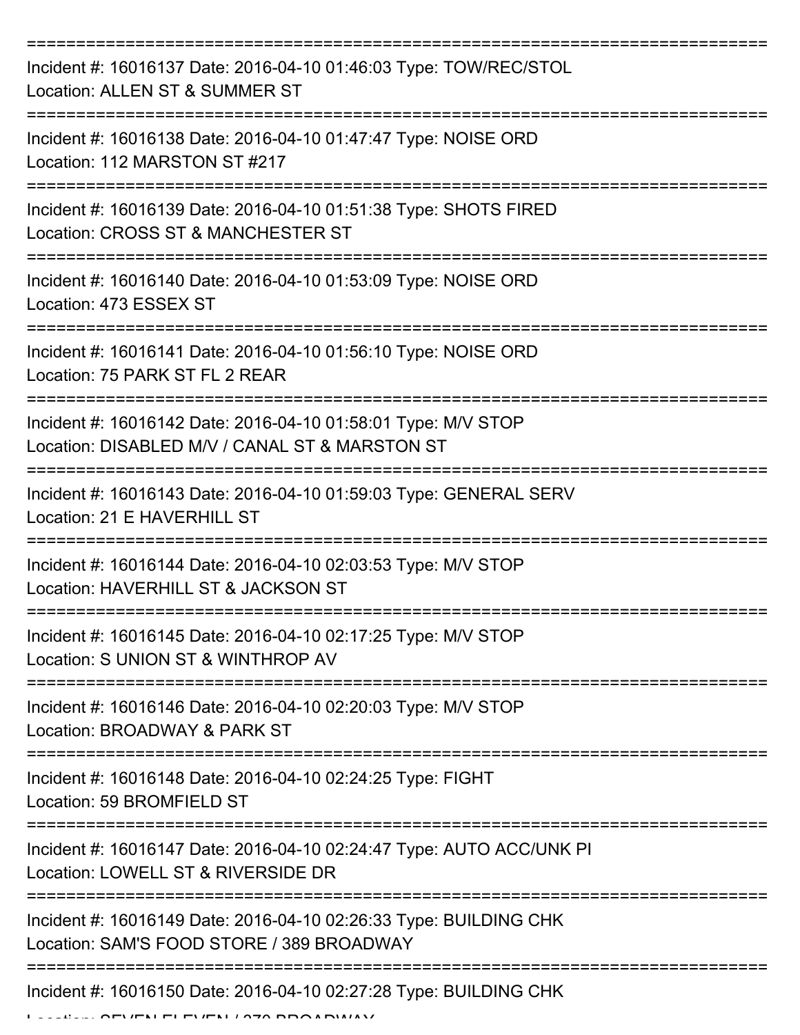Incident #: 16016137 Date: 2016-04-10 01:46:03 Type: TOW/REC/STOL
Location: ALLEN ST & SUMMER ST

Incident #: 16016138 Date: 2016-04-10 01:47:47 Type: NOISE ORD
Location: 112 MARSTON ST #217

Incident #: 16016139 Date: 2016-04-10 01:51:38 Type: SHOTS FIRED
Location: CROSS ST & MANCHESTER ST

Incident #: 16016140 Date: 2016-04-10 01:53:09 Type: NOISE ORD
Location: 473 ESSEX ST

Incident #: 16016141 Date: 2016-04-10 01:56:10 Type: NOISE ORD
Location: 75 PARK ST FL 2 REAR

Incident #: 16016142 Date: 2016-04-10 01:58:01 Type: M/V STOP
Location: DISABLED M/V / CANAL ST & MARSTON ST

Incident #: 16016143 Date: 2016-04-10 01:59:03 Type: GENERAL SERV
Location: 21 E HAVERHILL ST

Incident #: 16016144 Date: 2016-04-10 02:03:53 Type: M/V STOP
Location: HAVERHILL ST & JACKSON ST

Incident #: 16016145 Date: 2016-04-10 02:17:25 Type: M/V STOP
Location: S UNION ST & WINTHROP AV

Incident #: 16016146 Date: 2016-04-10 02:20:03 Type: M/V STOP
Location: BROADWAY & PARK ST

Incident #: 16016148 Date: 2016-04-10 02:24:25 Type: FIGHT
Location: 59 BROMFIELD ST

Incident #: 16016147 Date: 2016-04-10 02:24:47 Type: AUTO ACC/UNK PI
Location: LOWELL ST & RIVERSIDE DR

Incident #: 16016149 Date: 2016-04-10 02:26:33 Type: BUILDING CHK
Location: SAM'S FOOD STORE / 389 BROADWAY

Incident #: 16016150 Date: 2016-04-10 02:27:28 Type: BUILDING CHK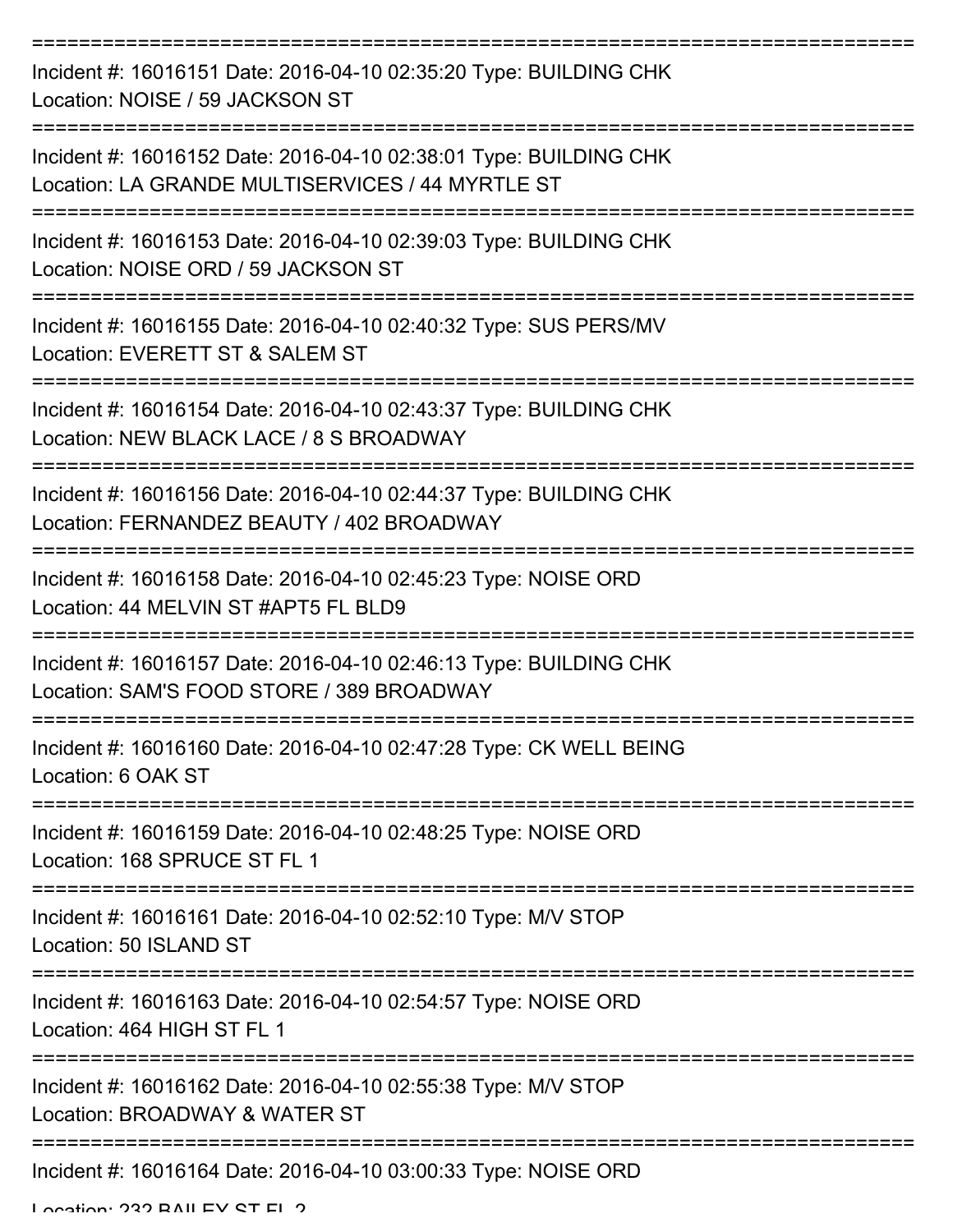===========================================================================

Incident #: 16016151 Date: 2016-04-10 02:35:20 Type: BUILDING CHK
Location: NOISE / 59 JACKSON ST

===========================================================================

Incident #: 16016152 Date: 2016-04-10 02:38:01 Type: BUILDING CHK
Location: LA GRANDE MULTISERVICES / 44 MYRTLE ST

===========================================================================

Incident #: 16016153 Date: 2016-04-10 02:39:03 Type: BUILDING CHK
Location: NOISE ORD / 59 JACKSON ST

===========================================================================

Incident #: 16016155 Date: 2016-04-10 02:40:32 Type: SUS PERS/MV
Location: EVERETT ST & SALEM ST

===========================================================================

Incident #: 16016154 Date: 2016-04-10 02:43:37 Type: BUILDING CHK
Location: NEW BLACK LACE / 8 S BROADWAY

===========================================================================

Incident #: 16016156 Date: 2016-04-10 02:44:37 Type: BUILDING CHK
Location: FERNANDEZ BEAUTY / 402 BROADWAY

===========================================================================

Incident #: 16016158 Date: 2016-04-10 02:45:23 Type: NOISE ORD
Location: 44 MELVIN ST #APT5 FL BLD9

===========================================================================

Incident #: 16016157 Date: 2016-04-10 02:46:13 Type: BUILDING CHK
Location: SAM'S FOOD STORE / 389 BROADWAY

===========================================================================

Incident #: 16016160 Date: 2016-04-10 02:47:28 Type: CK WELL BEING
Location: 6 OAK ST

===========================================================================

Incident #: 16016159 Date: 2016-04-10 02:48:25 Type: NOISE ORD
Location: 168 SPRUCE ST FL 1

===========================================================================

Incident #: 16016161 Date: 2016-04-10 02:52:10 Type: M/V STOP
Location: 50 ISLAND ST

===========================================================================

Incident #: 16016163 Date: 2016-04-10 02:54:57 Type: NOISE ORD
Location: 464 HIGH ST FL 1

===========================================================================

Incident #: 16016162 Date: 2016-04-10 02:55:38 Type: M/V STOP
Location: BROADWAY & WATER ST

===========================================================================

Incident #: 16016164 Date: 2016-04-10 03:00:33 Type: NOISE ORD
Location: 232 BAILEY ST FL 2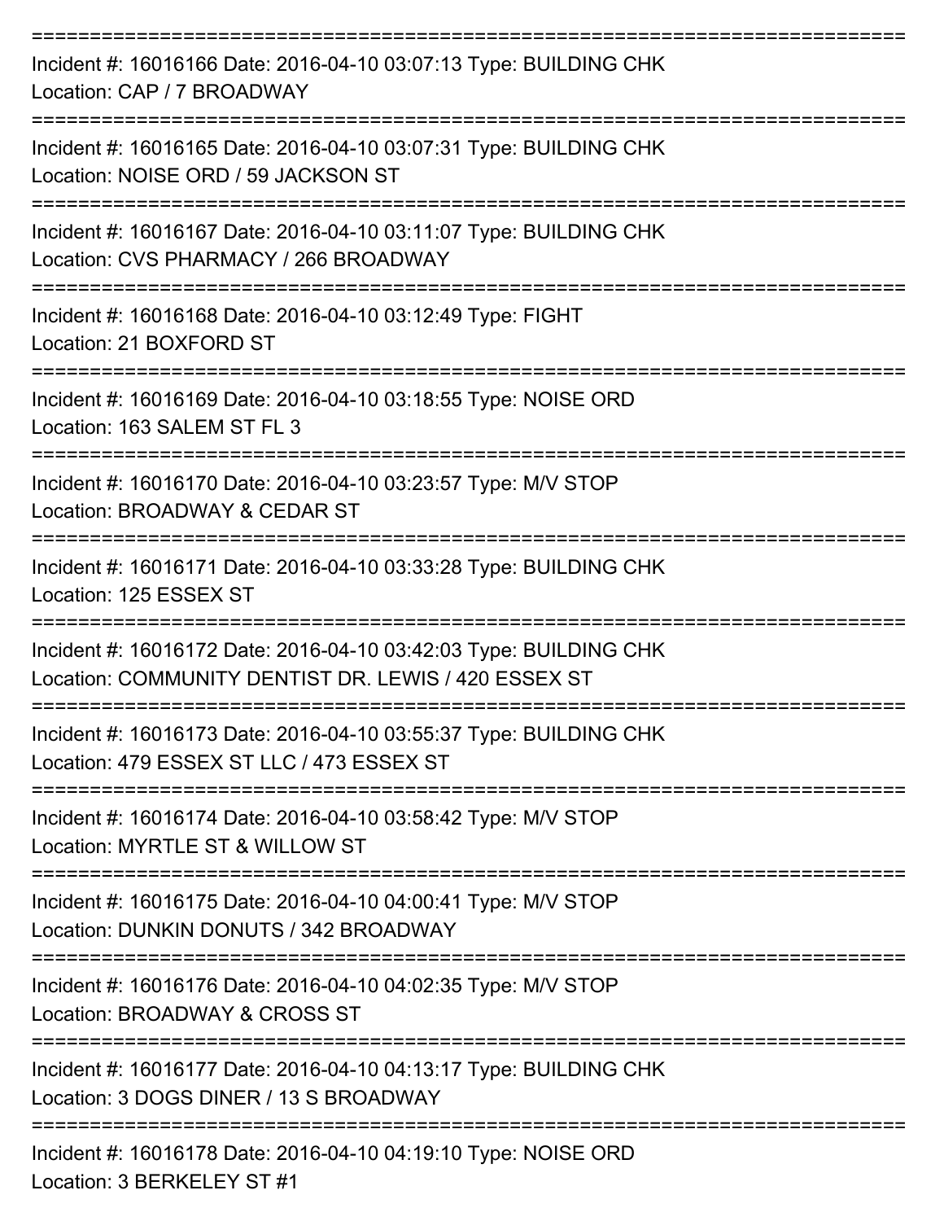===========================================================================

Incident #: 16016166 Date: 2016-04-10 03:07:13 Type: BUILDING CHK
Location: CAP / 7 BROADWAY

===========================================================================

Incident #: 16016165 Date: 2016-04-10 03:07:31 Type: BUILDING CHK
Location: NOISE ORD / 59 JACKSON ST

===========================================================================

Incident #: 16016167 Date: 2016-04-10 03:11:07 Type: BUILDING CHK
Location: CVS PHARMACY / 266 BROADWAY

===========================================================================

Incident #: 16016168 Date: 2016-04-10 03:12:49 Type: FIGHT
Location: 21 BOXFORD ST

===========================================================================

Incident #: 16016169 Date: 2016-04-10 03:18:55 Type: NOISE ORD
Location: 163 SALEM ST FL 3

===========================================================================

Incident #: 16016170 Date: 2016-04-10 03:23:57 Type: M/V STOP
Location: BROADWAY & CEDAR ST

===========================================================================

Incident #: 16016171 Date: 2016-04-10 03:33:28 Type: BUILDING CHK
Location: 125 ESSEX ST

===========================================================================

Incident #: 16016172 Date: 2016-04-10 03:42:03 Type: BUILDING CHK
Location: COMMUNITY DENTIST DR. LEWIS / 420 ESSEX ST

===========================================================================

Incident #: 16016173 Date: 2016-04-10 03:55:37 Type: BUILDING CHK
Location: 479 ESSEX ST LLC / 473 ESSEX ST

===========================================================================

Incident #: 16016174 Date: 2016-04-10 03:58:42 Type: M/V STOP
Location: MYRTLE ST & WILLOW ST

===========================================================================

Incident #: 16016175 Date: 2016-04-10 04:00:41 Type: M/V STOP
Location: DUNKIN DONUTS / 342 BROADWAY

===========================================================================

Incident #: 16016176 Date: 2016-04-10 04:02:35 Type: M/V STOP
Location: BROADWAY & CROSS ST

===========================================================================

Incident #: 16016177 Date: 2016-04-10 04:13:17 Type: BUILDING CHK
Location: 3 DOGS DINER / 13 S BROADWAY

===========================================================================

Incident #: 16016178 Date: 2016-04-10 04:19:10 Type: NOISE ORD
Location: 3 BERKELEY ST #1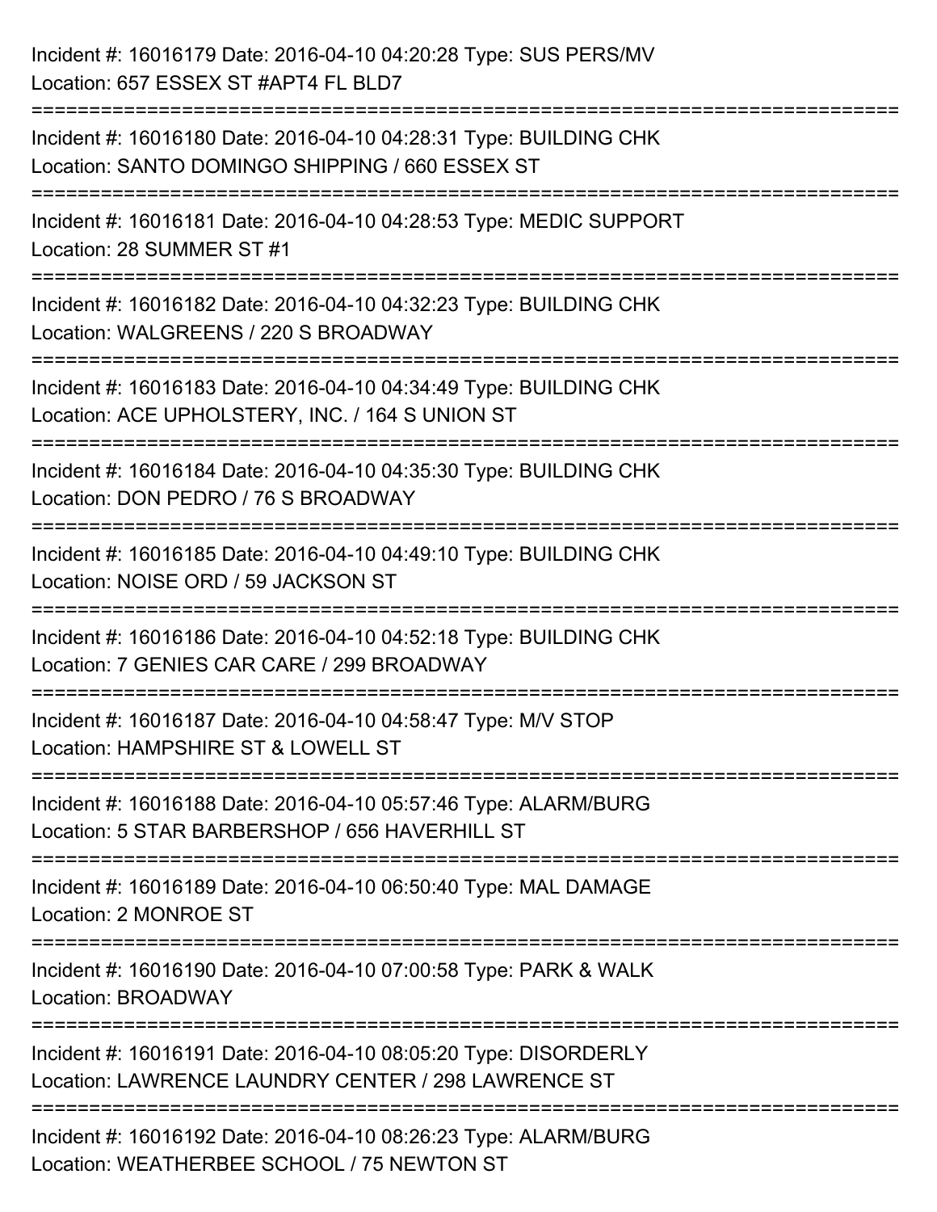Incident #: 16016179 Date: 2016-04-10 04:20:28 Type: SUS PERS/MV
Location: 657 ESSEX ST #APT4 FL BLD7

===========================================================================

Incident #: 16016180 Date: 2016-04-10 04:28:31 Type: BUILDING CHK
Location: SANTO DOMINGO SHIPPING / 660 ESSEX ST

===========================================================================

Incident #: 16016181 Date: 2016-04-10 04:28:53 Type: MEDIC SUPPORT
Location: 28 SUMMER ST #1

===========================================================================

Incident #: 16016182 Date: 2016-04-10 04:32:23 Type: BUILDING CHK
Location: WALGREENS / 220 S BROADWAY

===========================================================================

Incident #: 16016183 Date: 2016-04-10 04:34:49 Type: BUILDING CHK
Location: ACE UPHOLSTERY, INC. / 164 S UNION ST

===========================================================================

Incident #: 16016184 Date: 2016-04-10 04:35:30 Type: BUILDING CHK
Location: DON PEDRO / 76 S BROADWAY

===========================================================================

Incident #: 16016185 Date: 2016-04-10 04:49:10 Type: BUILDING CHK
Location: NOISE ORD / 59 JACKSON ST

===========================================================================

Incident #: 16016186 Date: 2016-04-10 04:52:18 Type: BUILDING CHK
Location: 7 GENIES CAR CARE / 299 BROADWAY

===========================================================================

Incident #: 16016187 Date: 2016-04-10 04:58:47 Type: M/V STOP
Location: HAMPSHIRE ST & LOWELL ST

===========================================================================

Incident #: 16016188 Date: 2016-04-10 05:57:46 Type: ALARM/BURG
Location: 5 STAR BARBERSHOP / 656 HAVERHILL ST

===========================================================================

Incident #: 16016189 Date: 2016-04-10 06:50:40 Type: MAL DAMAGE
Location: 2 MONROE ST

===========================================================================

Incident #: 16016190 Date: 2016-04-10 07:00:58 Type: PARK & WALK
Location: BROADWAY

===========================================================================

Incident #: 16016191 Date: 2016-04-10 08:05:20 Type: DISORDERLY
Location: LAWRENCE LAUNDRY CENTER / 298 LAWRENCE ST

===========================================================================

Incident #: 16016192 Date: 2016-04-10 08:26:23 Type: ALARM/BURG
Location: WEATHERBEE SCHOOL / 75 NEWTON ST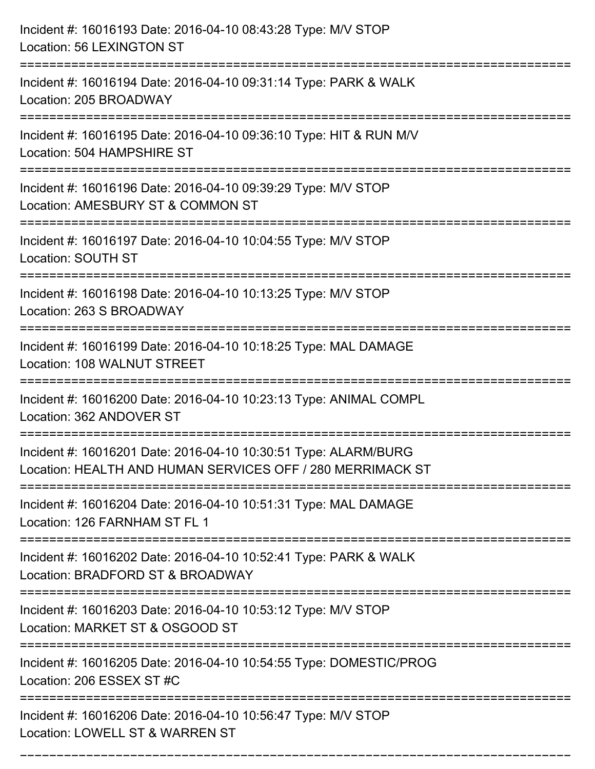Incident #: 16016193 Date: 2016-04-10 08:43:28 Type: M/V STOP
Location: 56 LEXINGTON ST

===========================================================================

Incident #: 16016194 Date: 2016-04-10 09:31:14 Type: PARK & WALK
Location: 205 BROADWAY

===========================================================================

Incident #: 16016195 Date: 2016-04-10 09:36:10 Type: HIT & RUN M/V
Location: 504 HAMPSHIRE ST

===========================================================================

Incident #: 16016196 Date: 2016-04-10 09:39:29 Type: M/V STOP
Location: AMESBURY ST & COMMON ST

===========================================================================

Incident #: 16016197 Date: 2016-04-10 10:04:55 Type: M/V STOP
Location: SOUTH ST

===========================================================================

Incident #: 16016198 Date: 2016-04-10 10:13:25 Type: M/V STOP
Location: 263 S BROADWAY

===========================================================================

Incident #: 16016199 Date: 2016-04-10 10:18:25 Type: MAL DAMAGE
Location: 108 WALNUT STREET

===========================================================================

Incident #: 16016200 Date: 2016-04-10 10:23:13 Type: ANIMAL COMPL
Location: 362 ANDOVER ST

===========================================================================

Incident #: 16016201 Date: 2016-04-10 10:30:51 Type: ALARM/BURG
Location: HEALTH AND HUMAN SERVICES OFF / 280 MERRIMACK ST

===========================================================================

Incident #: 16016204 Date: 2016-04-10 10:51:31 Type: MAL DAMAGE
Location: 126 FARNHAM ST FL 1

===========================================================================

Incident #: 16016202 Date: 2016-04-10 10:52:41 Type: PARK & WALK
Location: BRADFORD ST & BROADWAY

===========================================================================

Incident #: 16016203 Date: 2016-04-10 10:53:12 Type: M/V STOP
Location: MARKET ST & OSGOOD ST

===========================================================================

Incident #: 16016205 Date: 2016-04-10 10:54:55 Type: DOMESTIC/PROG
Location: 206 ESSEX ST #C

===========================================================================

Incident #: 16016206 Date: 2016-04-10 10:56:47 Type: M/V STOP
Location: LOWELL ST & WARREN ST

===========================================================================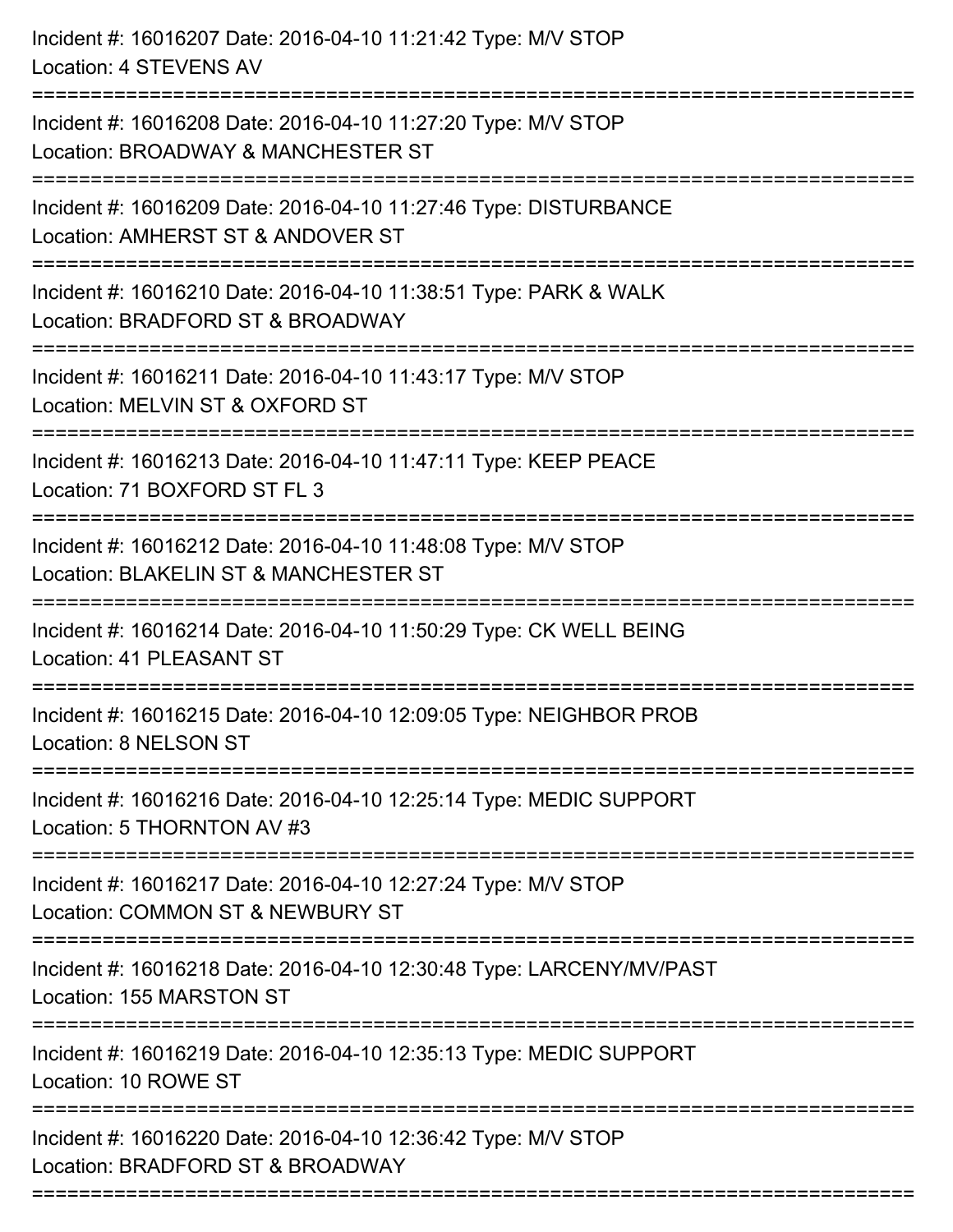Incident #: 16016207 Date: 2016-04-10 11:21:42 Type: M/V STOP
Location: 4 STEVENS AV

===========================================================================

Incident #: 16016208 Date: 2016-04-10 11:27:20 Type: M/V STOP
Location: BROADWAY & MANCHESTER ST

===========================================================================

Incident #: 16016209 Date: 2016-04-10 11:27:46 Type: DISTURBANCE
Location: AMHERST ST & ANDOVER ST

===========================================================================

Incident #: 16016210 Date: 2016-04-10 11:38:51 Type: PARK & WALK
Location: BRADFORD ST & BROADWAY

===========================================================================

Incident #: 16016211 Date: 2016-04-10 11:43:17 Type: M/V STOP
Location: MELVIN ST & OXFORD ST

===========================================================================

Incident #: 16016213 Date: 2016-04-10 11:47:11 Type: KEEP PEACE
Location: 71 BOXFORD ST FL 3

===========================================================================

Incident #: 16016212 Date: 2016-04-10 11:48:08 Type: M/V STOP
Location: BLAKELIN ST & MANCHESTER ST

===========================================================================

Incident #: 16016214 Date: 2016-04-10 11:50:29 Type: CK WELL BEING
Location: 41 PLEASANT ST

===========================================================================

Incident #: 16016215 Date: 2016-04-10 12:09:05 Type: NEIGHBOR PROB
Location: 8 NELSON ST

===========================================================================

Incident #: 16016216 Date: 2016-04-10 12:25:14 Type: MEDIC SUPPORT
Location: 5 THORNTON AV #3

===========================================================================

Incident #: 16016217 Date: 2016-04-10 12:27:24 Type: M/V STOP
Location: COMMON ST & NEWBURY ST

===========================================================================

Incident #: 16016218 Date: 2016-04-10 12:30:48 Type: LARCENY/MV/PAST
Location: 155 MARSTON ST

===========================================================================

Incident #: 16016219 Date: 2016-04-10 12:35:13 Type: MEDIC SUPPORT
Location: 10 ROWE ST

===========================================================================

Incident #: 16016220 Date: 2016-04-10 12:36:42 Type: M/V STOP
Location: BRADFORD ST & BROADWAY

===========================================================================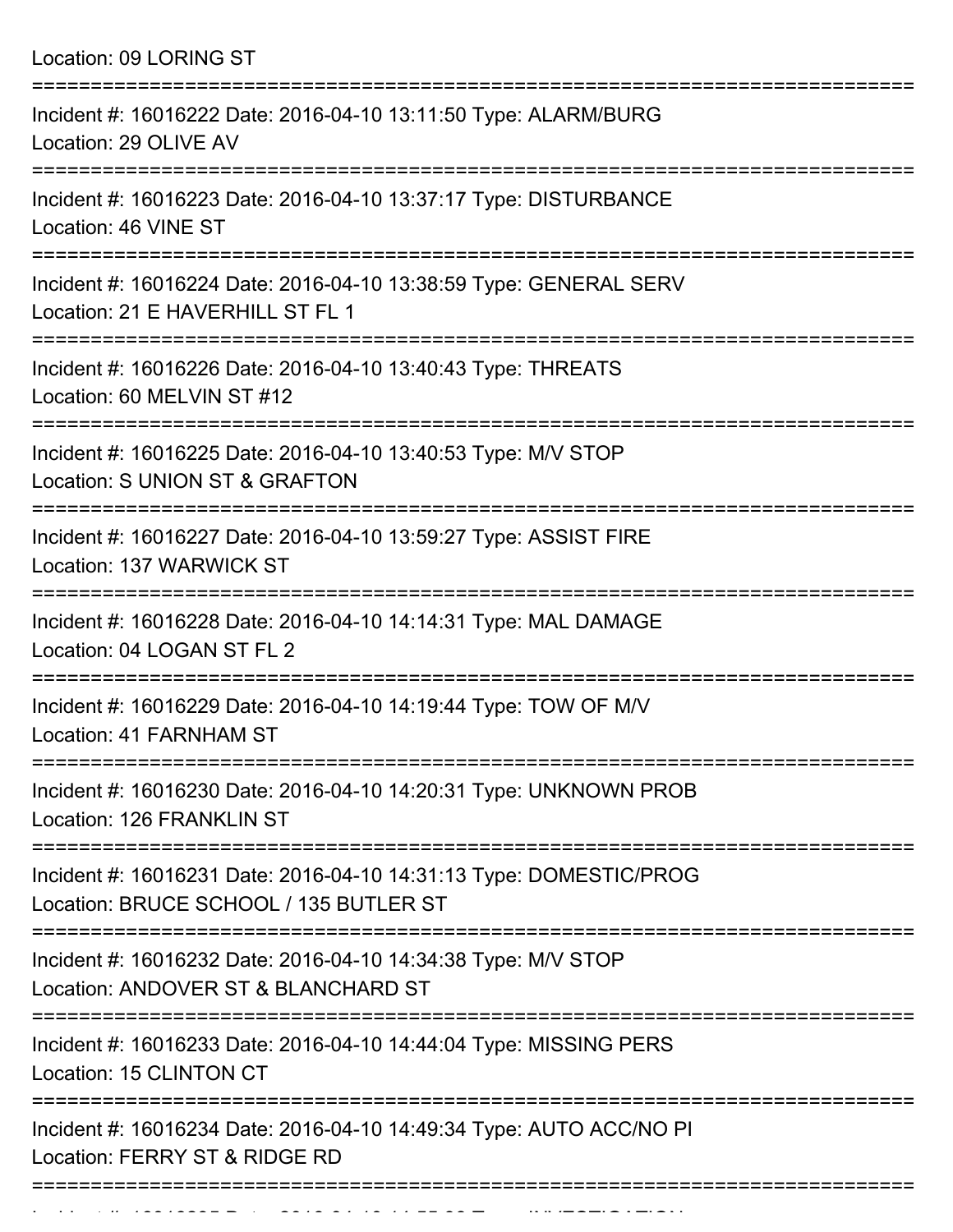Location: 09 LORING ST

===========================================================================

Incident #: 16016222 Date: 2016-04-10 13:11:50 Type: ALARM/BURG
Location: 29 OLIVE AV

===========================================================================

Incident #: 16016223 Date: 2016-04-10 13:37:17 Type: DISTURBANCE
Location: 46 VINE ST

===========================================================================

Incident #: 16016224 Date: 2016-04-10 13:38:59 Type: GENERAL SERV
Location: 21 E HAVERHILL ST FL 1

===========================================================================

Incident #: 16016226 Date: 2016-04-10 13:40:43 Type: THREATS
Location: 60 MELVIN ST #12

===========================================================================

Incident #: 16016225 Date: 2016-04-10 13:40:53 Type: M/V STOP
Location: S UNION ST & GRAFTON

===========================================================================

Incident #: 16016227 Date: 2016-04-10 13:59:27 Type: ASSIST FIRE
Location: 137 WARWICK ST

===========================================================================

Incident #: 16016228 Date: 2016-04-10 14:14:31 Type: MAL DAMAGE
Location: 04 LOGAN ST FL 2

===========================================================================

Incident #: 16016229 Date: 2016-04-10 14:19:44 Type: TOW OF M/V
Location: 41 FARNHAM ST

===========================================================================

Incident #: 16016230 Date: 2016-04-10 14:20:31 Type: UNKNOWN PROB
Location: 126 FRANKLIN ST

===========================================================================

Incident #: 16016231 Date: 2016-04-10 14:31:13 Type: DOMESTIC/PROG
Location: BRUCE SCHOOL / 135 BUTLER ST

===========================================================================

Incident #: 16016232 Date: 2016-04-10 14:34:38 Type: M/V STOP
Location: ANDOVER ST & BLANCHARD ST

===========================================================================

Incident #: 16016233 Date: 2016-04-10 14:44:04 Type: MISSING PERS
Location: 15 CLINTON CT

===========================================================================

Incident #: 16016234 Date: 2016-04-10 14:49:34 Type: AUTO ACC/NO PI
Location: FERRY ST & RIDGE RD

===========================================================================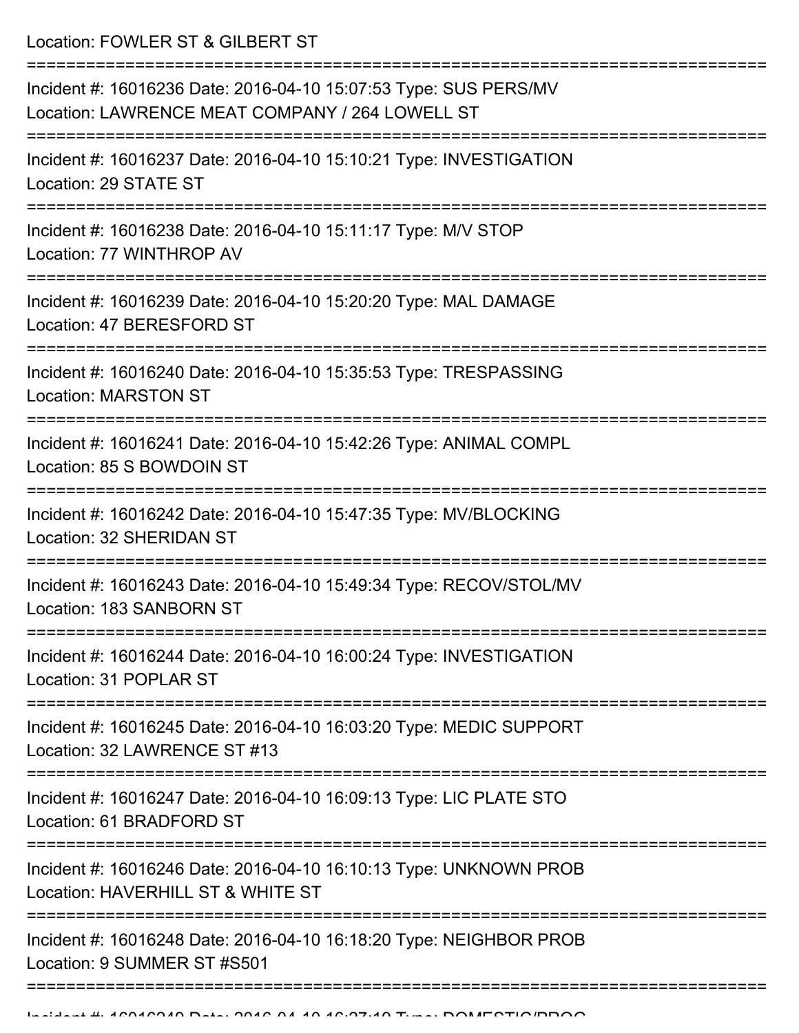Location: FOWLER ST & GILBERT ST

===========================================================================

Incident #: 16016236 Date: 2016-04-10 15:07:53 Type: SUS PERS/MV
Location: LAWRENCE MEAT COMPANY / 264 LOWELL ST

===========================================================================

Incident #: 16016237 Date: 2016-04-10 15:10:21 Type: INVESTIGATION
Location: 29 STATE ST

===========================================================================

Incident #: 16016238 Date: 2016-04-10 15:11:17 Type: M/V STOP
Location: 77 WINTHROP AV

===========================================================================

Incident #: 16016239 Date: 2016-04-10 15:20:20 Type: MAL DAMAGE
Location: 47 BERESFORD ST

===========================================================================

Incident #: 16016240 Date: 2016-04-10 15:35:53 Type: TRESPASSING
Location: MARSTON ST

===========================================================================

Incident #: 16016241 Date: 2016-04-10 15:42:26 Type: ANIMAL COMPL
Location: 85 S BOWDOIN ST

===========================================================================

Incident #: 16016242 Date: 2016-04-10 15:47:35 Type: MV/BLOCKING
Location: 32 SHERIDAN ST

===========================================================================

Incident #: 16016243 Date: 2016-04-10 15:49:34 Type: RECOV/STOL/MV
Location: 183 SANBORN ST

===========================================================================

Incident #: 16016244 Date: 2016-04-10 16:00:24 Type: INVESTIGATION
Location: 31 POPLAR ST

===========================================================================

Incident #: 16016245 Date: 2016-04-10 16:03:20 Type: MEDIC SUPPORT
Location: 32 LAWRENCE ST #13

===========================================================================

Incident #: 16016247 Date: 2016-04-10 16:09:13 Type: LIC PLATE STO
Location: 61 BRADFORD ST

===========================================================================

Incident #: 16016246 Date: 2016-04-10 16:10:13 Type: UNKNOWN PROB
Location: HAVERHILL ST & WHITE ST

===========================================================================

Incident #: 16016248 Date: 2016-04-10 16:18:20 Type: NEIGHBOR PROB
Location: 9 SUMMER ST #S501

===========================================================================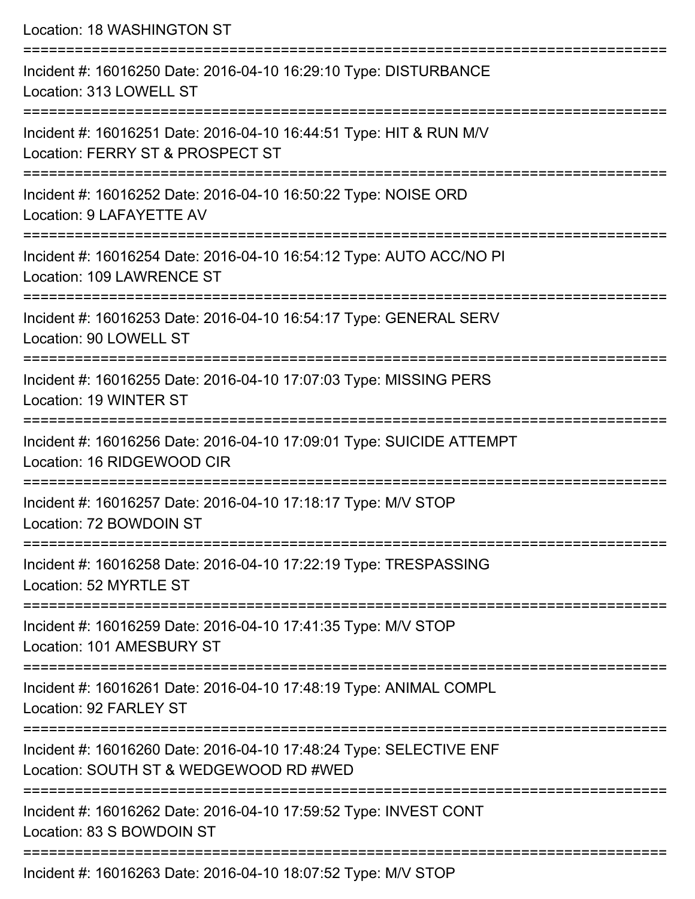Location: 18 WASHINGTON ST

===========================================================================

Incident #: 16016250 Date: 2016-04-10 16:29:10 Type: DISTURBANCE
Location: 313 LOWELL ST

===========================================================================

Incident #: 16016251 Date: 2016-04-10 16:44:51 Type: HIT & RUN M/V
Location: FERRY ST & PROSPECT ST

===========================================================================

Incident #: 16016252 Date: 2016-04-10 16:50:22 Type: NOISE ORD
Location: 9 LAFAYETTE AV

===========================================================================

Incident #: 16016254 Date: 2016-04-10 16:54:12 Type: AUTO ACC/NO PI
Location: 109 LAWRENCE ST

===========================================================================

Incident #: 16016253 Date: 2016-04-10 16:54:17 Type: GENERAL SERV
Location: 90 LOWELL ST

===========================================================================

Incident #: 16016255 Date: 2016-04-10 17:07:03 Type: MISSING PERS
Location: 19 WINTER ST

===========================================================================

Incident #: 16016256 Date: 2016-04-10 17:09:01 Type: SUICIDE ATTEMPT
Location: 16 RIDGEWOOD CIR

===========================================================================

Incident #: 16016257 Date: 2016-04-10 17:18:17 Type: M/V STOP
Location: 72 BOWDOIN ST

===========================================================================

Incident #: 16016258 Date: 2016-04-10 17:22:19 Type: TRESPASSING
Location: 52 MYRTLE ST

===========================================================================

Incident #: 16016259 Date: 2016-04-10 17:41:35 Type: M/V STOP
Location: 101 AMESBURY ST

===========================================================================

Incident #: 16016261 Date: 2016-04-10 17:48:19 Type: ANIMAL COMPL
Location: 92 FARLEY ST

===========================================================================

Incident #: 16016260 Date: 2016-04-10 17:48:24 Type: SELECTIVE ENF
Location: SOUTH ST & WEDGEWOOD RD #WED

===========================================================================

Incident #: 16016262 Date: 2016-04-10 17:59:52 Type: INVEST CONT
Location: 83 S BOWDOIN ST

===========================================================================

Incident #: 16016263 Date: 2016-04-10 18:07:52 Type: M/V STOP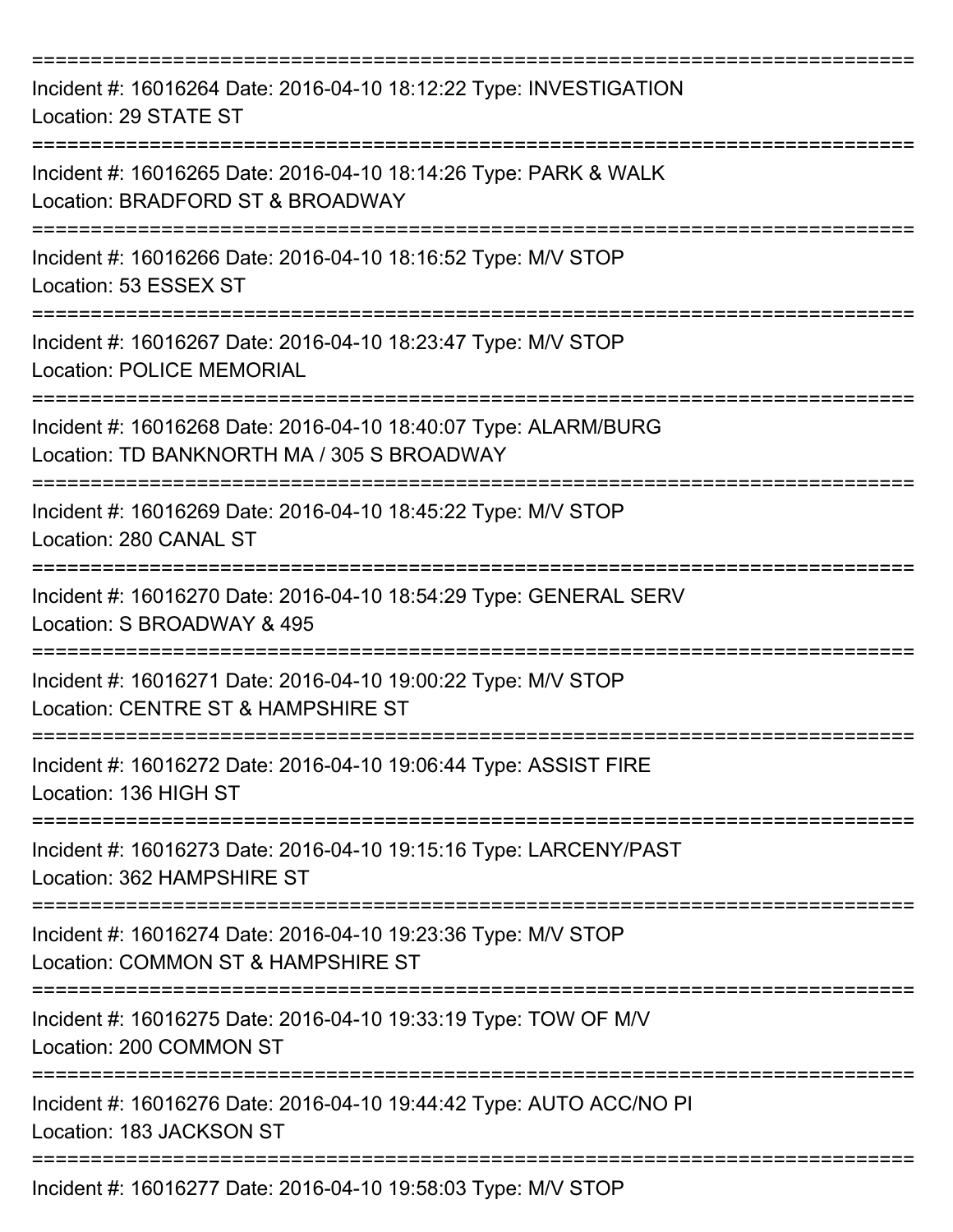===========================================================================

Incident #: 16016264 Date: 2016-04-10 18:12:22 Type: INVESTIGATION
Location: 29 STATE ST

===========================================================================

Incident #: 16016265 Date: 2016-04-10 18:14:26 Type: PARK & WALK
Location: BRADFORD ST & BROADWAY

===========================================================================

Incident #: 16016266 Date: 2016-04-10 18:16:52 Type: M/V STOP
Location: 53 ESSEX ST

===========================================================================

Incident #: 16016267 Date: 2016-04-10 18:23:47 Type: M/V STOP
Location: POLICE MEMORIAL

===========================================================================

Incident #: 16016268 Date: 2016-04-10 18:40:07 Type: ALARM/BURG
Location: TD BANKNORTH MA / 305 S BROADWAY

===========================================================================

Incident #: 16016269 Date: 2016-04-10 18:45:22 Type: M/V STOP
Location: 280 CANAL ST

===========================================================================

Incident #: 16016270 Date: 2016-04-10 18:54:29 Type: GENERAL SERV
Location: S BROADWAY & 495

===========================================================================

Incident #: 16016271 Date: 2016-04-10 19:00:22 Type: M/V STOP
Location: CENTRE ST & HAMPSHIRE ST

===========================================================================

Incident #: 16016272 Date: 2016-04-10 19:06:44 Type: ASSIST FIRE
Location: 136 HIGH ST

===========================================================================

Incident #: 16016273 Date: 2016-04-10 19:15:16 Type: LARCENY/PAST
Location: 362 HAMPSHIRE ST

===========================================================================

Incident #: 16016274 Date: 2016-04-10 19:23:36 Type: M/V STOP
Location: COMMON ST & HAMPSHIRE ST

===========================================================================

Incident #: 16016275 Date: 2016-04-10 19:33:19 Type: TOW OF M/V
Location: 200 COMMON ST

===========================================================================

Incident #: 16016276 Date: 2016-04-10 19:44:42 Type: AUTO ACC/NO PI
Location: 183 JACKSON ST

===========================================================================

Incident #: 16016277 Date: 2016-04-10 19:58:03 Type: M/V STOP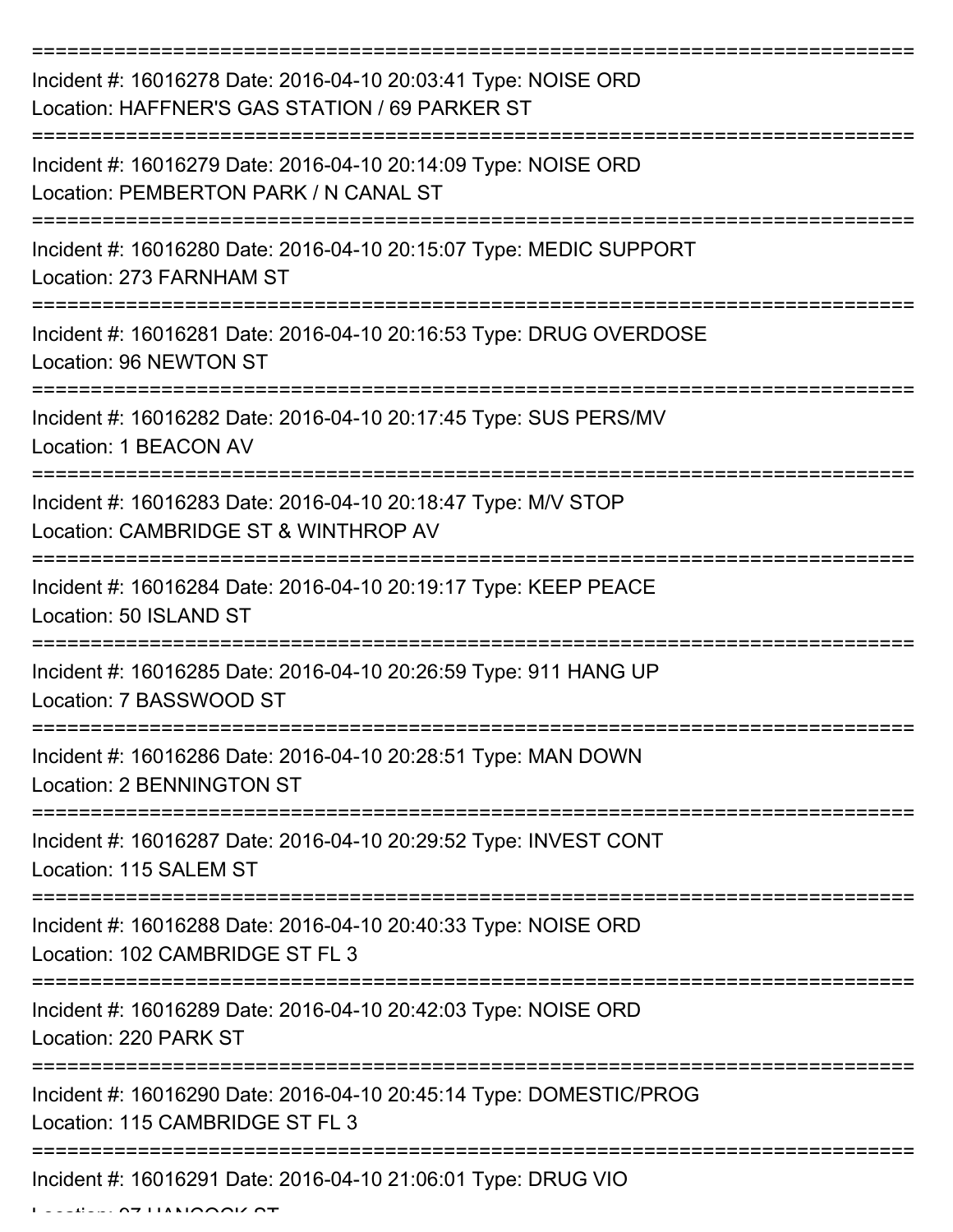===========================================================================

Incident #: 16016278 Date: 2016-04-10 20:03:41 Type: NOISE ORD
Location: HAFFNER'S GAS STATION / 69 PARKER ST

===========================================================================

Incident #: 16016279 Date: 2016-04-10 20:14:09 Type: NOISE ORD
Location: PEMBERTON PARK / N CANAL ST

===========================================================================

Incident #: 16016280 Date: 2016-04-10 20:15:07 Type: MEDIC SUPPORT
Location: 273 FARNHAM ST

===========================================================================

Incident #: 16016281 Date: 2016-04-10 20:16:53 Type: DRUG OVERDOSE
Location: 96 NEWTON ST

===========================================================================

Incident #: 16016282 Date: 2016-04-10 20:17:45 Type: SUS PERS/MV
Location: 1 BEACON AV

===========================================================================

Incident #: 16016283 Date: 2016-04-10 20:18:47 Type: M/V STOP
Location: CAMBRIDGE ST & WINTHROP AV

===========================================================================

Incident #: 16016284 Date: 2016-04-10 20:19:17 Type: KEEP PEACE
Location: 50 ISLAND ST

===========================================================================

Incident #: 16016285 Date: 2016-04-10 20:26:59 Type: 911 HANG UP
Location: 7 BASSWOOD ST

===========================================================================

Incident #: 16016286 Date: 2016-04-10 20:28:51 Type: MAN DOWN
Location: 2 BENNINGTON ST

===========================================================================

Incident #: 16016287 Date: 2016-04-10 20:29:52 Type: INVEST CONT
Location: 115 SALEM ST

===========================================================================

Incident #: 16016288 Date: 2016-04-10 20:40:33 Type: NOISE ORD
Location: 102 CAMBRIDGE ST FL 3

===========================================================================

Incident #: 16016289 Date: 2016-04-10 20:42:03 Type: NOISE ORD
Location: 220 PARK ST

===========================================================================

Incident #: 16016290 Date: 2016-04-10 20:45:14 Type: DOMESTIC/PROG
Location: 115 CAMBRIDGE ST FL 3

===========================================================================

Incident #: 16016291 Date: 2016-04-10 21:06:01 Type: DRUG VIO
Location: 97 HANCOCK ST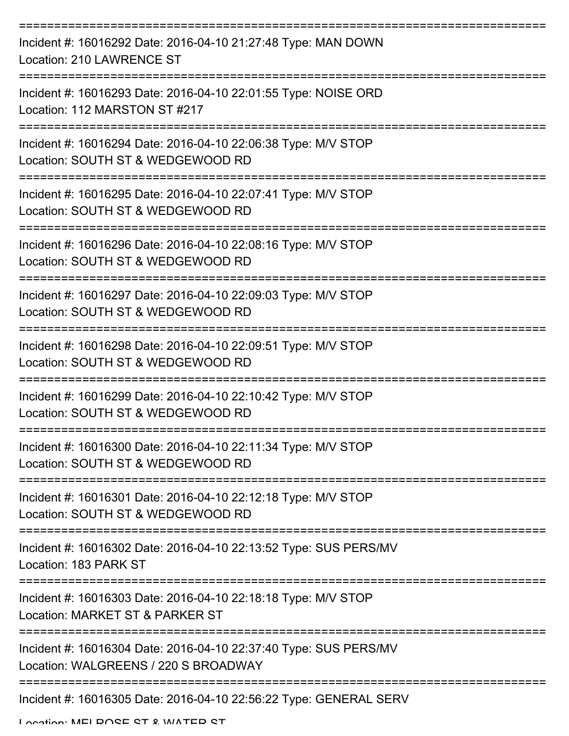Incident #: 16016292 Date: 2016-04-10 21:27:48 Type: MAN DOWN
Location: 210 LAWRENCE ST

Incident #: 16016293 Date: 2016-04-10 22:01:55 Type: NOISE ORD
Location: 112 MARSTON ST #217

Incident #: 16016294 Date: 2016-04-10 22:06:38 Type: M/V STOP
Location: SOUTH ST & WEDGEWOOD RD

Incident #: 16016295 Date: 2016-04-10 22:07:41 Type: M/V STOP
Location: SOUTH ST & WEDGEWOOD RD

Incident #: 16016296 Date: 2016-04-10 22:08:16 Type: M/V STOP
Location: SOUTH ST & WEDGEWOOD RD

Incident #: 16016297 Date: 2016-04-10 22:09:03 Type: M/V STOP
Location: SOUTH ST & WEDGEWOOD RD

Incident #: 16016298 Date: 2016-04-10 22:09:51 Type: M/V STOP
Location: SOUTH ST & WEDGEWOOD RD

Incident #: 16016299 Date: 2016-04-10 22:10:42 Type: M/V STOP
Location: SOUTH ST & WEDGEWOOD RD

Incident #: 16016300 Date: 2016-04-10 22:11:34 Type: M/V STOP
Location: SOUTH ST & WEDGEWOOD RD

Incident #: 16016301 Date: 2016-04-10 22:12:18 Type: M/V STOP
Location: SOUTH ST & WEDGEWOOD RD

Incident #: 16016302 Date: 2016-04-10 22:13:52 Type: SUS PERS/MV
Location: 183 PARK ST

Incident #: 16016303 Date: 2016-04-10 22:18:18 Type: M/V STOP
Location: MARKET ST & PARKER ST

Incident #: 16016304 Date: 2016-04-10 22:37:40 Type: SUS PERS/MV
Location: WALGREENS / 220 S BROADWAY

Incident #: 16016305 Date: 2016-04-10 22:56:22 Type: GENERAL SERV
Location: MELROSE ST & WATER ST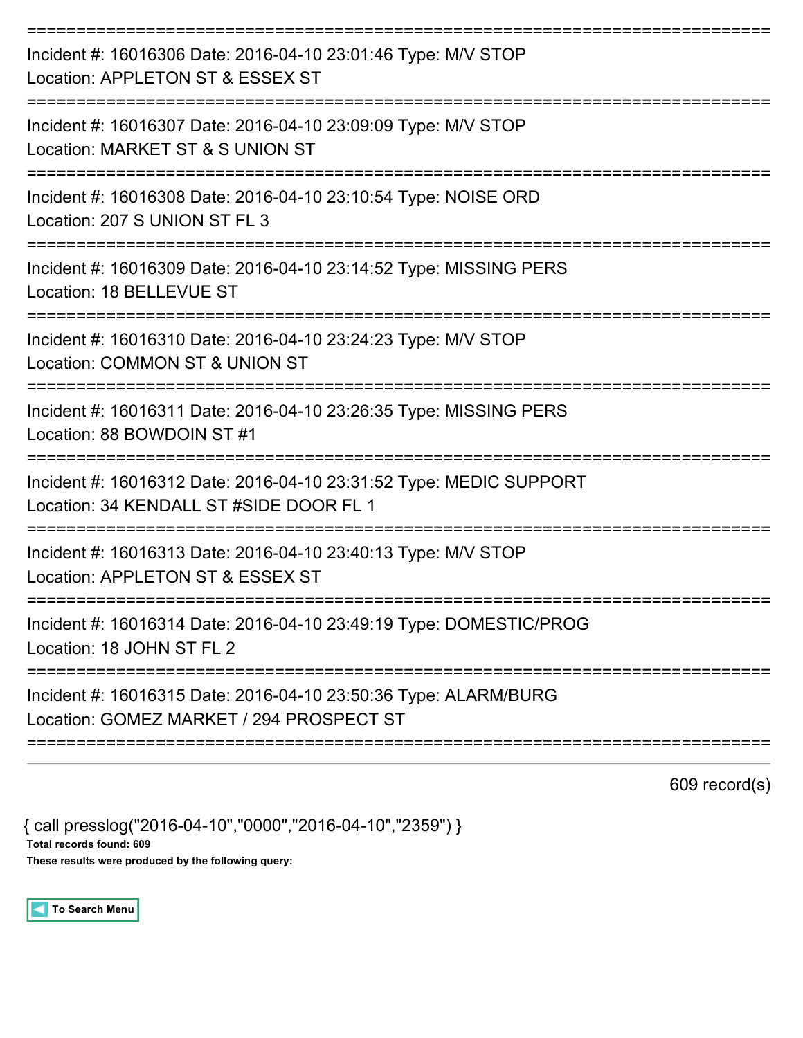===========================================================================

Incident #: 16016306 Date: 2016-04-10 23:01:46 Type: M/V STOP

Location: APPLETON ST & ESSEX ST

===========================================================================

Incident #: 16016307 Date: 2016-04-10 23:09:09 Type: M/V STOP

Location: MARKET ST & S UNION ST

===========================================================================

Incident #: 16016308 Date: 2016-04-10 23:10:54 Type: NOISE ORD

Location: 207 S UNION ST FL 3

===========================================================================

Incident #: 16016309 Date: 2016-04-10 23:14:52 Type: MISSING PERS

Location: 18 BELLEVUE ST

===========================================================================

Incident #: 16016310 Date: 2016-04-10 23:24:23 Type: M/V STOP

Location: COMMON ST & UNION ST

===========================================================================

Incident #: 16016311 Date: 2016-04-10 23:26:35 Type: MISSING PERS

Location: 88 BOWDOIN ST #1

===========================================================================

Incident #: 16016312 Date: 2016-04-10 23:31:52 Type: MEDIC SUPPORT

Location: 34 KENDALL ST #SIDE DOOR FL 1

===========================================================================

Incident #: 16016313 Date: 2016-04-10 23:40:13 Type: M/V STOP

Location: APPLETON ST & ESSEX ST

===========================================================================

Incident #: 16016314 Date: 2016-04-10 23:49:19 Type: DOMESTIC/PROG

Location: 18 JOHN ST FL 2

===========================================================================

Incident #: 16016315 Date: 2016-04-10 23:50:36 Type: ALARM/BURG

Location: GOMEZ MARKET / 294 PROSPECT ST

===========================================================================

609 record(s)

{ call presslog("2016-04-10","0000","2016-04-10","2359") }

**Total records found: 609**

**These results were produced by the following query:**

To Search Menu